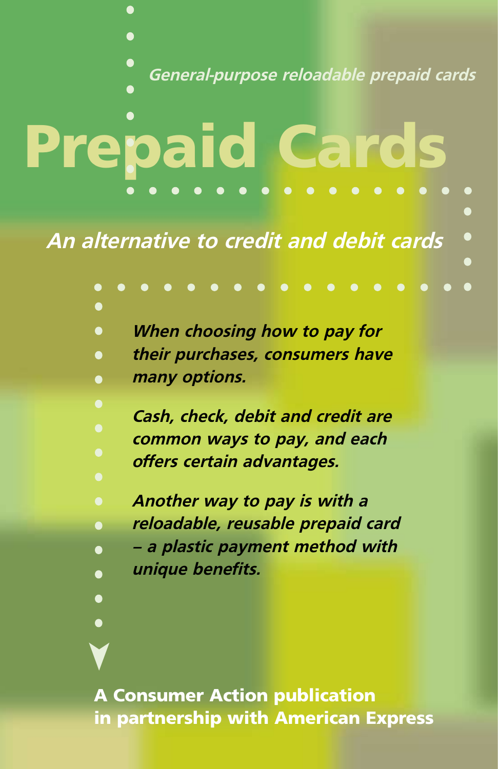*General-purpose reloadable prepaid cards*

# Prepaid Cards

## *An alternative to credit and debit cards*

***When choosing how to pay for their purchases, consumers have many options.***

***Cash, check, debit and credit are common ways to pay, and each offers certain advantages.***

***Another way to pay is with a reloadable, reusable prepaid card – a plastic payment method with unique benefits.***

**A Consumer Action publication in partnership with American Express**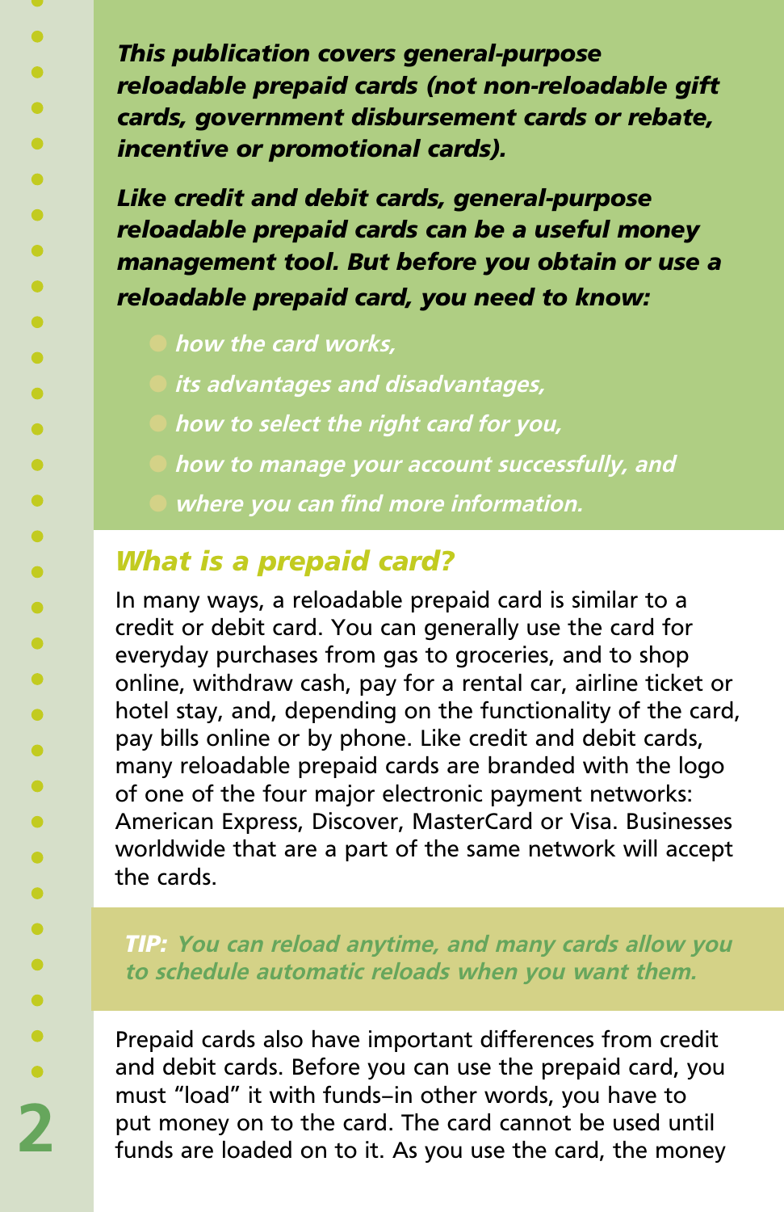***This publication covers general-purpose reloadable prepaid cards (not non-reloadable gift cards, government disbursement cards or rebate, incentive or promotional cards).***

***Like credit and debit cards, general-purpose reloadable prepaid cards can be a useful money management tool. But before you obtain or use a reloadable prepaid card, you need to know:***

- ***how the card works,***
- ***its advantages and disadvantages,***
- ***how to select the right card for you,***
- ***how to manage your account successfully, and***
- ***where you can find more information.***

## *What is a prepaid card?*

In many ways, a reloadable prepaid card is similar to a credit or debit card. You can generally use the card for everyday purchases from gas to groceries, and to shop online, withdraw cash, pay for a rental car, airline ticket or hotel stay, and, depending on the functionality of the card, pay bills online or by phone. Like credit and debit cards, many reloadable prepaid cards are branded with the logo of one of the four major electronic payment networks: American Express, Discover, MasterCard or Visa. Businesses worldwide that are a part of the same network will accept the cards.

***TIP:*** ***You can reload anytime, and many cards allow you to schedule automatic reloads when you want them.***

Prepaid cards also have important differences from credit and debit cards. Before you can use the prepaid card, you must "load" it with funds–in other words, you have to put money on to the card. The card cannot be used until funds are loaded on to it. As you use the card, the money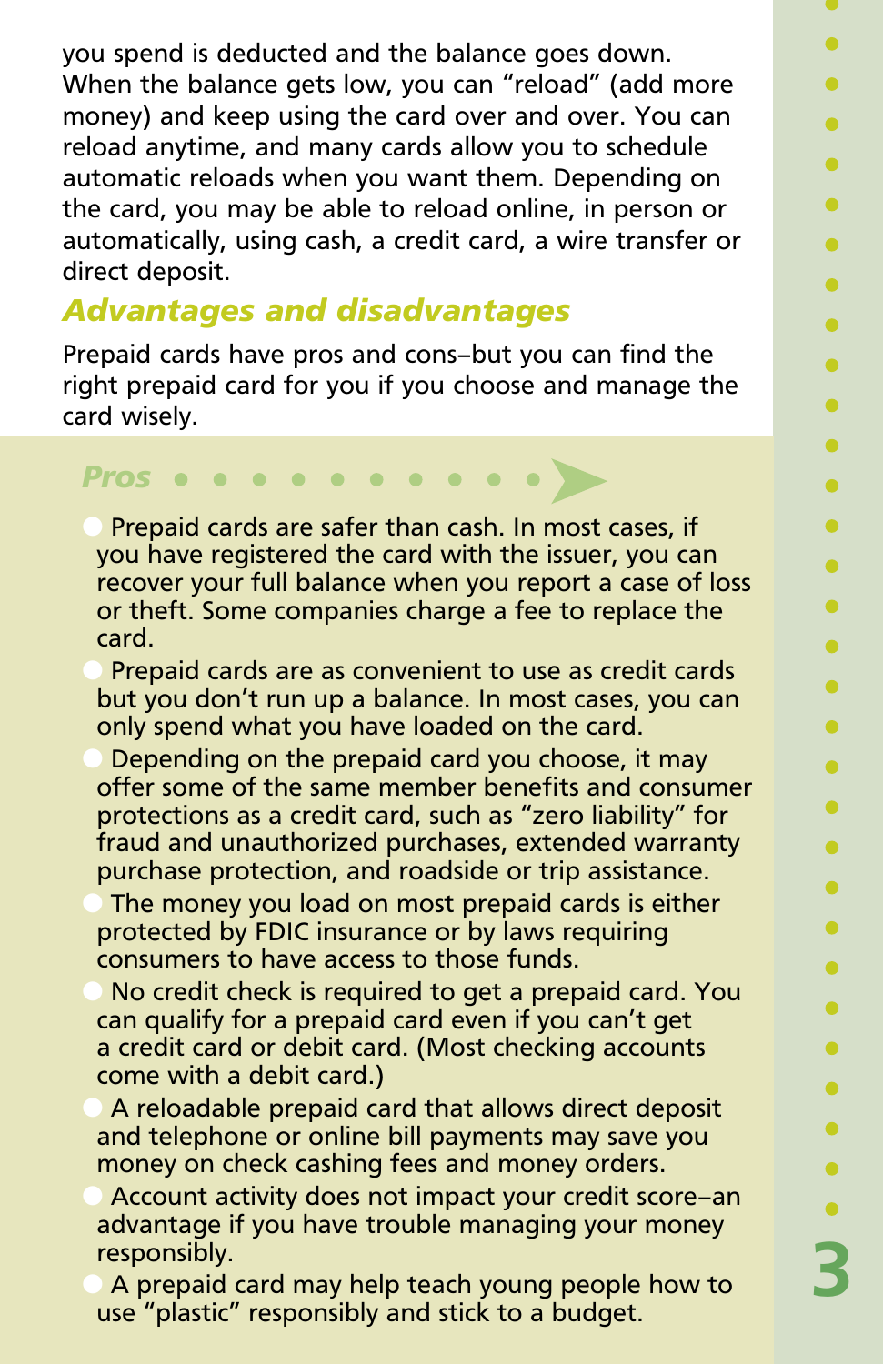you spend is deducted and the balance goes down. When the balance gets low, you can "reload" (add more money) and keep using the card over and over. You can reload anytime, and many cards allow you to schedule automatic reloads when you want them. Depending on the card, you may be able to reload online, in person or automatically, using cash, a credit card, a wire transfer or direct deposit.

## *Advantages and disadvantages*

Prepaid cards have pros and cons–but you can find the right prepaid card for you if you choose and manage the card wisely.

### *Pros*

- Prepaid cards are safer than cash. In most cases, if you have registered the card with the issuer, you can recover your full balance when you report a case of loss or theft. Some companies charge a fee to replace the card.
- Prepaid cards are as convenient to use as credit cards but you don't run up a balance. In most cases, you can only spend what you have loaded on the card.
- Depending on the prepaid card you choose, it may offer some of the same member benefits and consumer protections as a credit card, such as "zero liability" for fraud and unauthorized purchases, extended warranty purchase protection, and roadside or trip assistance.
- The money you load on most prepaid cards is either protected by FDIC insurance or by laws requiring consumers to have access to those funds.
- No credit check is required to get a prepaid card. You can qualify for a prepaid card even if you can't get a credit card or debit card. (Most checking accounts come with a debit card.)
- A reloadable prepaid card that allows direct deposit and telephone or online bill payments may save you money on check cashing fees and money orders.
- Account activity does not impact your credit score–an advantage if you have trouble managing your money responsibly.
- A prepaid card may help teach young people how to use "plastic" responsibly and stick to a budget.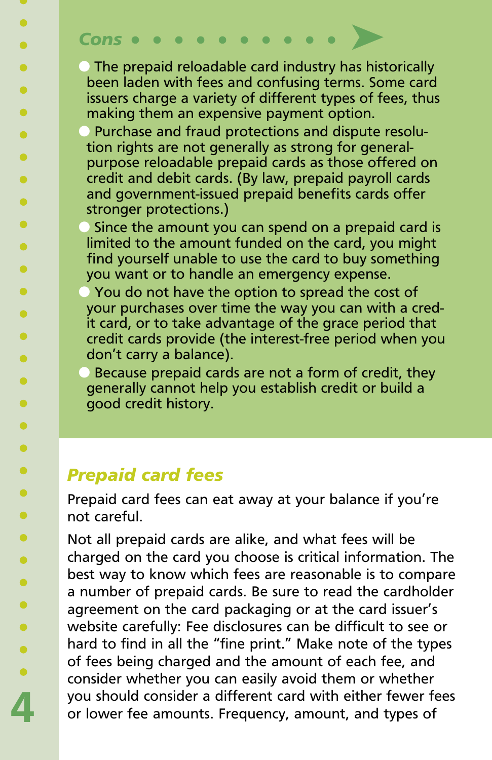### *Cons*

- The prepaid reloadable card industry has historically been laden with fees and confusing terms. Some card issuers charge a variety of different types of fees, thus making them an expensive payment option.
- Purchase and fraud protections and dispute resolution rights are not generally as strong for general-purpose reloadable prepaid cards as those offered on credit and debit cards. (By law, prepaid payroll cards and government-issued prepaid benefits cards offer stronger protections.)
- Since the amount you can spend on a prepaid card is limited to the amount funded on the card, you might find yourself unable to use the card to buy something you want or to handle an emergency expense.
- You do not have the option to spread the cost of your purchases over time the way you can with a credit card, or to take advantage of the grace period that credit cards provide (the interest-free period when you don't carry a balance).
- Because prepaid cards are not a form of credit, they generally cannot help you establish credit or build a good credit history.

## *Prepaid card fees*

Prepaid card fees can eat away at your balance if you're not careful.

Not all prepaid cards are alike, and what fees will be charged on the card you choose is critical information. The best way to know which fees are reasonable is to compare a number of prepaid cards. Be sure to read the cardholder agreement on the card packaging or at the card issuer's website carefully: Fee disclosures can be difficult to see or hard to find in all the "fine print." Make note of the types of fees being charged and the amount of each fee, and consider whether you can easily avoid them or whether you should consider a different card with either fewer fees or lower fee amounts. Frequency, amount, and types of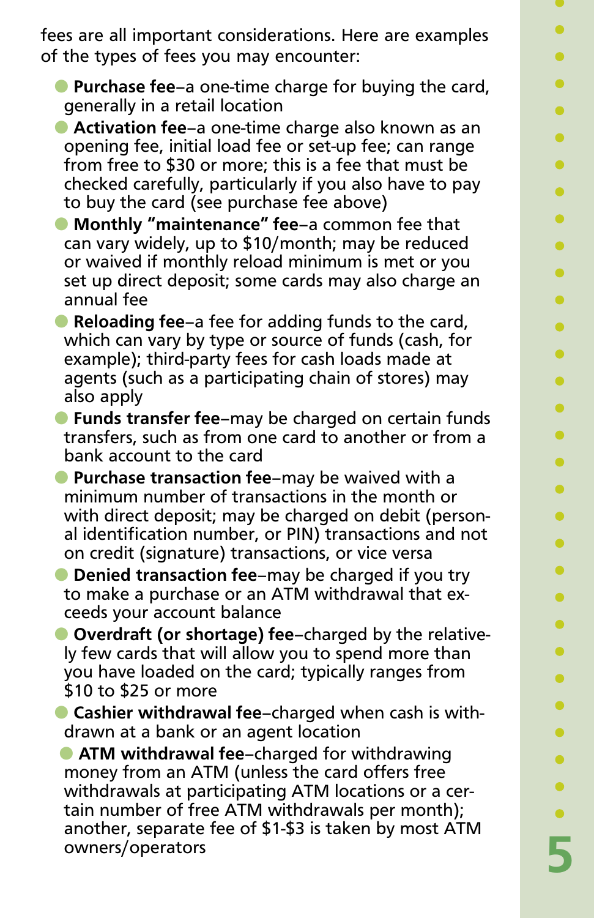fees are all important considerations. Here are examples of the types of fees you may encounter:

- **Purchase fee**–a one-time charge for buying the card, generally in a retail location
- **Activation fee**–a one-time charge also known as an opening fee, initial load fee or set-up fee; can range from free to $30 or more; this is a fee that must be checked carefully, particularly if you also have to pay to buy the card (see purchase fee above)
- **Monthly "maintenance" fee**–a common fee that can vary widely, up to $10/month; may be reduced or waived if monthly reload minimum is met or you set up direct deposit; some cards may also charge an annual fee
- **Reloading fee**–a fee for adding funds to the card, which can vary by type or source of funds (cash, for example); third-party fees for cash loads made at agents (such as a participating chain of stores) may also apply
- **Funds transfer fee**–may be charged on certain funds transfers, such as from one card to another or from a bank account to the card
- **Purchase transaction fee**–may be waived with a minimum number of transactions in the month or with direct deposit; may be charged on debit (personal identification number, or PIN) transactions and not on credit (signature) transactions, or vice versa
- **Denied transaction fee**–may be charged if you try to make a purchase or an ATM withdrawal that exceeds your account balance
- **Overdraft (or shortage) fee**–charged by the relatively few cards that will allow you to spend more than you have loaded on the card; typically ranges from $10 to $25 or more
- **Cashier withdrawal fee**–charged when cash is withdrawn at a bank or an agent location
- **ATM withdrawal fee**–charged for withdrawing money from an ATM (unless the card offers free withdrawals at participating ATM locations or a certain number of free ATM withdrawals per month); another, separate fee of $1-$3 is taken by most ATM owners/operators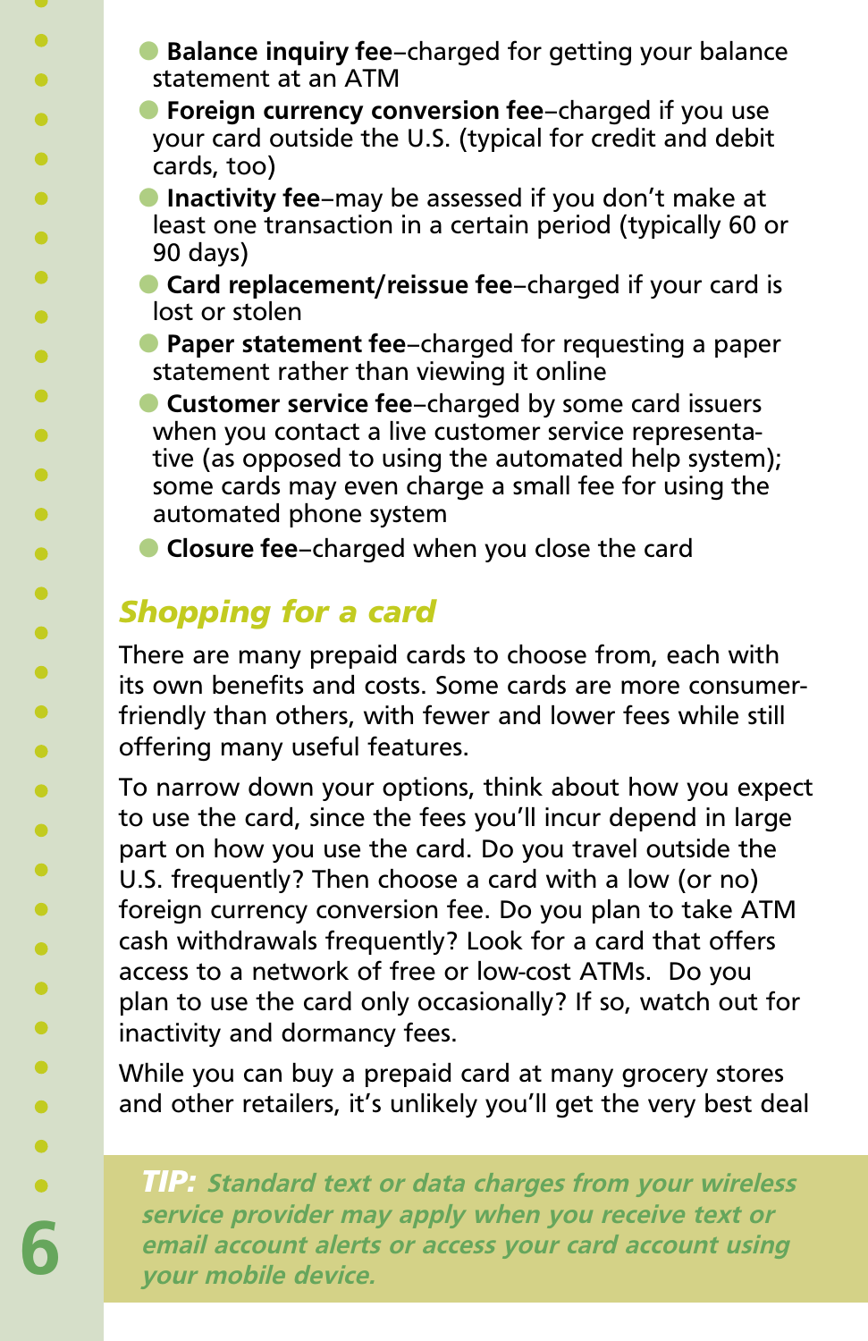- **Balance inquiry fee**–charged for getting your balance statement at an ATM
- **Foreign currency conversion fee**–charged if you use your card outside the U.S. (typical for credit and debit cards, too)
- **Inactivity fee**–may be assessed if you don't make at least one transaction in a certain period (typically 60 or 90 days)
- **Card replacement/reissue fee**–charged if your card is lost or stolen
- **Paper statement fee**–charged for requesting a paper statement rather than viewing it online
- **Customer service fee**–charged by some card issuers when you contact a live customer service representative (as opposed to using the automated help system); some cards may even charge a small fee for using the automated phone system
- **Closure fee**–charged when you close the card

## *Shopping for a card*

There are many prepaid cards to choose from, each with its own benefits and costs. Some cards are more consumer-friendly than others, with fewer and lower fees while still offering many useful features.

To narrow down your options, think about how you expect to use the card, since the fees you'll incur depend in large part on how you use the card. Do you travel outside the U.S. frequently? Then choose a card with a low (or no) foreign currency conversion fee. Do you plan to take ATM cash withdrawals frequently? Look for a card that offers access to a network of free or low-cost ATMs. Do you plan to use the card only occasionally? If so, watch out for inactivity and dormancy fees.

While you can buy a prepaid card at many grocery stores and other retailers, it's unlikely you'll get the very best deal

***TIP:*** ***Standard text or data charges from your wireless service provider may apply when you receive text or email account alerts or access your card account using your mobile device.***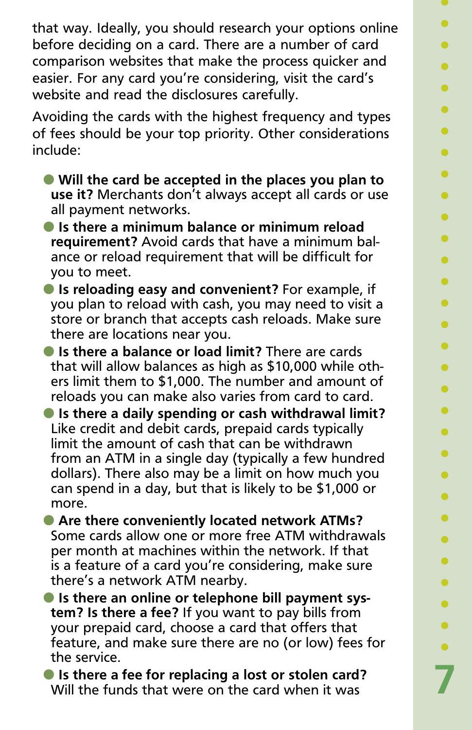that way. Ideally, you should research your options online before deciding on a card. There are a number of card comparison websites that make the process quicker and easier. For any card you're considering, visit the card's website and read the disclosures carefully.

Avoiding the cards with the highest frequency and types of fees should be your top priority. Other considerations include:

- **Will the card be accepted in the places you plan to use it?** Merchants don't always accept all cards or use all payment networks.
- **Is there a minimum balance or minimum reload requirement?** Avoid cards that have a minimum balance or reload requirement that will be difficult for you to meet.
- **Is reloading easy and convenient?** For example, if you plan to reload with cash, you may need to visit a store or branch that accepts cash reloads. Make sure there are locations near you.
- **Is there a balance or load limit?** There are cards that will allow balances as high as $10,000 while others limit them to $1,000. The number and amount of reloads you can make also varies from card to card.
- **Is there a daily spending or cash withdrawal limit?** Like credit and debit cards, prepaid cards typically limit the amount of cash that can be withdrawn from an ATM in a single day (typically a few hundred dollars). There also may be a limit on how much you can spend in a day, but that is likely to be $1,000 or more.
- **Are there conveniently located network ATMs?** Some cards allow one or more free ATM withdrawals per month at machines within the network. If that is a feature of a card you're considering, make sure there's a network ATM nearby.
- **Is there an online or telephone bill payment system? Is there a fee?** If you want to pay bills from your prepaid card, choose a card that offers that feature, and make sure there are no (or low) fees for the service.
- **Is there a fee for replacing a lost or stolen card?** Will the funds that were on the card when it was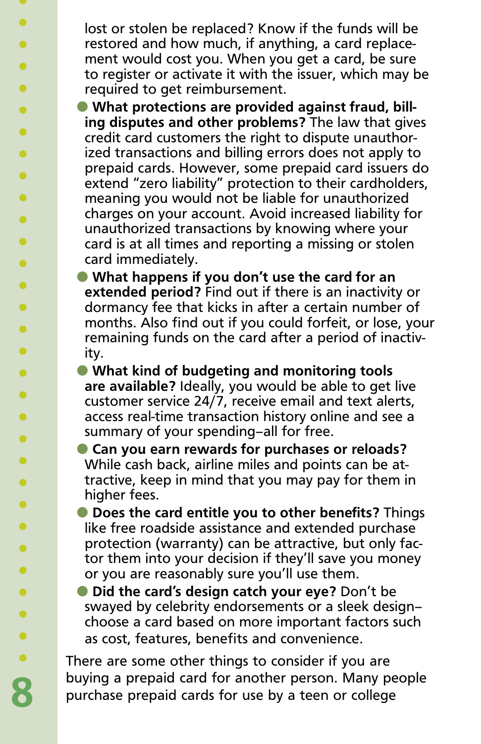lost or stolen be replaced? Know if the funds will be restored and how much, if anything, a card replacement would cost you. When you get a card, be sure to register or activate it with the issuer, which may be required to get reimbursement.

- **What protections are provided against fraud, billing disputes and other problems?** The law that gives credit card customers the right to dispute unauthorized transactions and billing errors does not apply to prepaid cards. However, some prepaid card issuers do extend "zero liability" protection to their cardholders, meaning you would not be liable for unauthorized charges on your account. Avoid increased liability for unauthorized transactions by knowing where your card is at all times and reporting a missing or stolen card immediately.
- **What happens if you don't use the card for an extended period?** Find out if there is an inactivity or dormancy fee that kicks in after a certain number of months. Also find out if you could forfeit, or lose, your remaining funds on the card after a period of inactivity.
- **What kind of budgeting and monitoring tools are available?** Ideally, you would be able to get live customer service 24/7, receive email and text alerts, access real-time transaction history online and see a summary of your spending–all for free.
- **Can you earn rewards for purchases or reloads?** While cash back, airline miles and points can be attractive, keep in mind that you may pay for them in higher fees.
- **Does the card entitle you to other benefits?** Things like free roadside assistance and extended purchase protection (warranty) can be attractive, but only factor them into your decision if they'll save you money or you are reasonably sure you'll use them.
- **Did the card's design catch your eye?** Don't be swayed by celebrity endorsements or a sleek design–choose a card based on more important factors such as cost, features, benefits and convenience.

There are some other things to consider if you are buying a prepaid card for another person. Many people purchase prepaid cards for use by a teen or college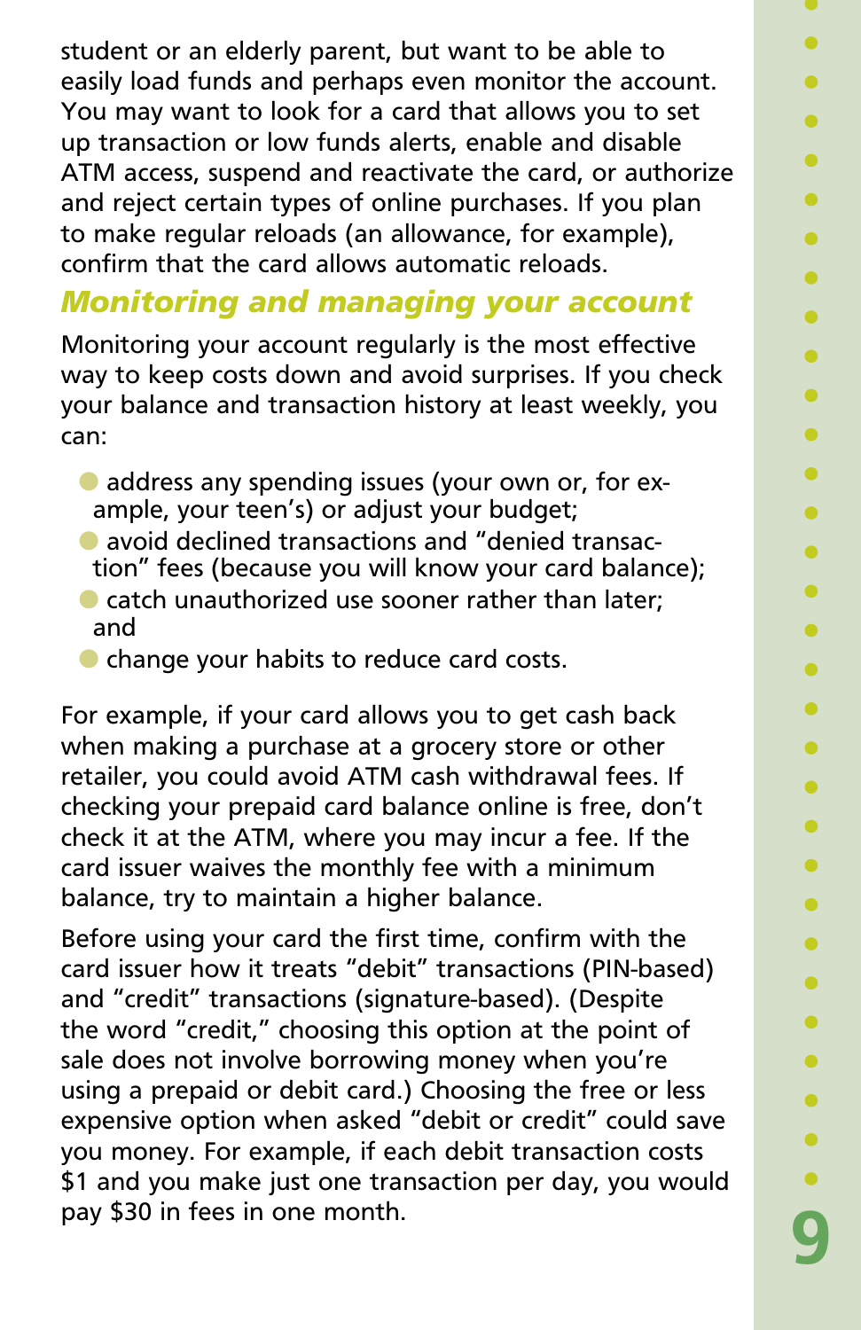student or an elderly parent, but want to be able to easily load funds and perhaps even monitor the account. You may want to look for a card that allows you to set up transaction or low funds alerts, enable and disable ATM access, suspend and reactivate the card, or authorize and reject certain types of online purchases. If you plan to make regular reloads (an allowance, for example), confirm that the card allows automatic reloads.

## *Monitoring and managing your account*

Monitoring your account regularly is the most effective way to keep costs down and avoid surprises. If you check your balance and transaction history at least weekly, you can:

- address any spending issues (your own or, for example, your teen's) or adjust your budget;
- avoid declined transactions and "denied transaction" fees (because you will know your card balance);
- catch unauthorized use sooner rather than later; and
- change your habits to reduce card costs.

For example, if your card allows you to get cash back when making a purchase at a grocery store or other retailer, you could avoid ATM cash withdrawal fees. If checking your prepaid card balance online is free, don't check it at the ATM, where you may incur a fee. If the card issuer waives the monthly fee with a minimum balance, try to maintain a higher balance.

Before using your card the first time, confirm with the card issuer how it treats "debit" transactions (PIN-based) and "credit" transactions (signature-based). (Despite the word "credit," choosing this option at the point of sale does not involve borrowing money when you're using a prepaid or debit card.) Choosing the free or less expensive option when asked "debit or credit" could save you money. For example, if each debit transaction costs $1 and you make just one transaction per day, you would pay $30 in fees in one month.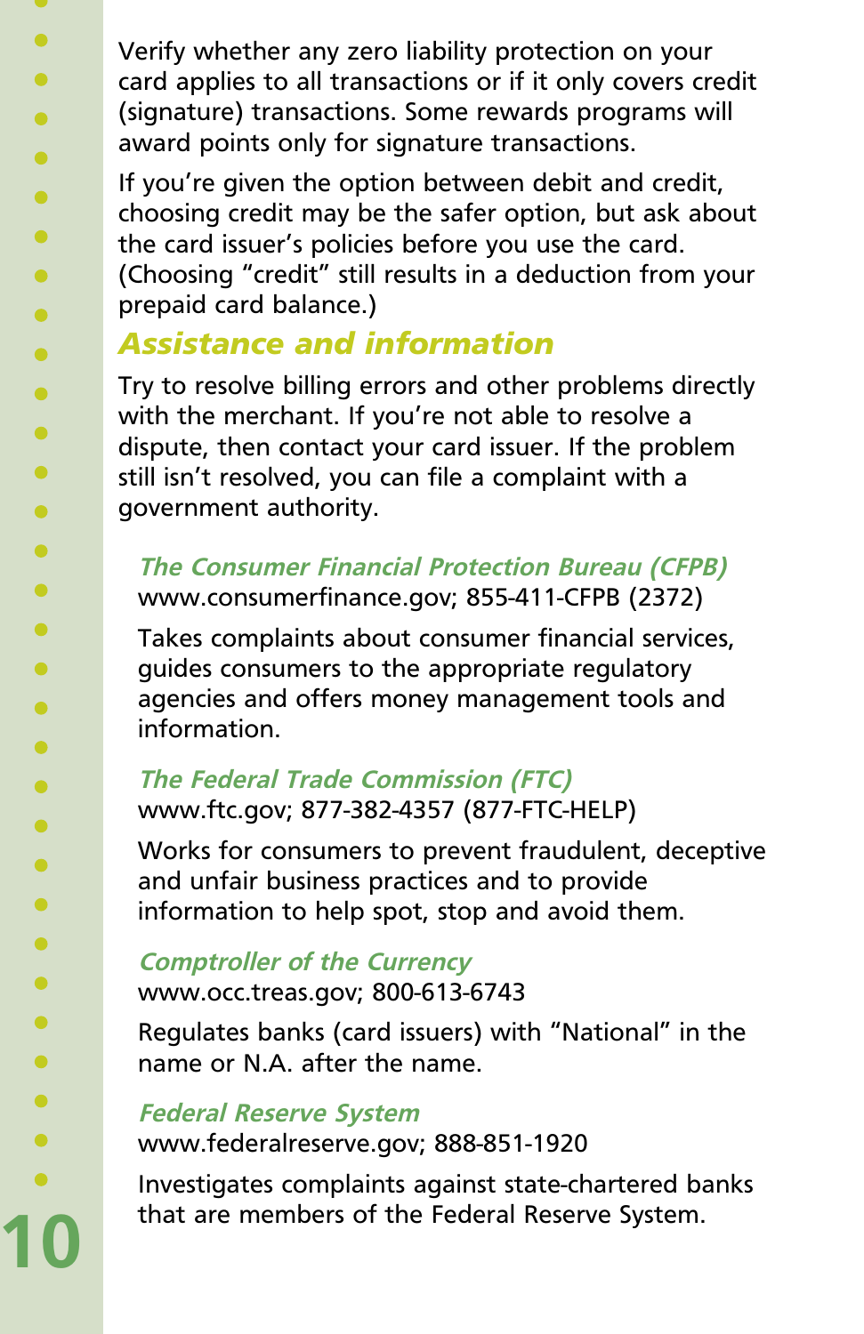Verify whether any zero liability protection on your card applies to all transactions or if it only covers credit (signature) transactions. Some rewards programs will award points only for signature transactions.

If you're given the option between debit and credit, choosing credit may be the safer option, but ask about the card issuer's policies before you use the card. (Choosing "credit" still results in a deduction from your prepaid card balance.)

## *Assistance and information*

Try to resolve billing errors and other problems directly with the merchant. If you're not able to resolve a dispute, then contact your card issuer. If the problem still isn't resolved, you can file a complaint with a government authority.

### *The Consumer Financial Protection Bureau (CFPB)*

www.consumerfinance.gov; 855-411-CFPB (2372)

Takes complaints about consumer financial services, guides consumers to the appropriate regulatory agencies and offers money management tools and information.

### *The Federal Trade Commission (FTC)*

www.ftc.gov; 877-382-4357 (877-FTC-HELP)

Works for consumers to prevent fraudulent, deceptive and unfair business practices and to provide information to help spot, stop and avoid them.

### *Comptroller of the Currency*

www.occ.treas.gov; 800-613-6743

Regulates banks (card issuers) with "National" in the name or N.A. after the name.

### *Federal Reserve System*

www.federalreserve.gov; 888-851-1920

Investigates complaints against state-chartered banks that are members of the Federal Reserve System.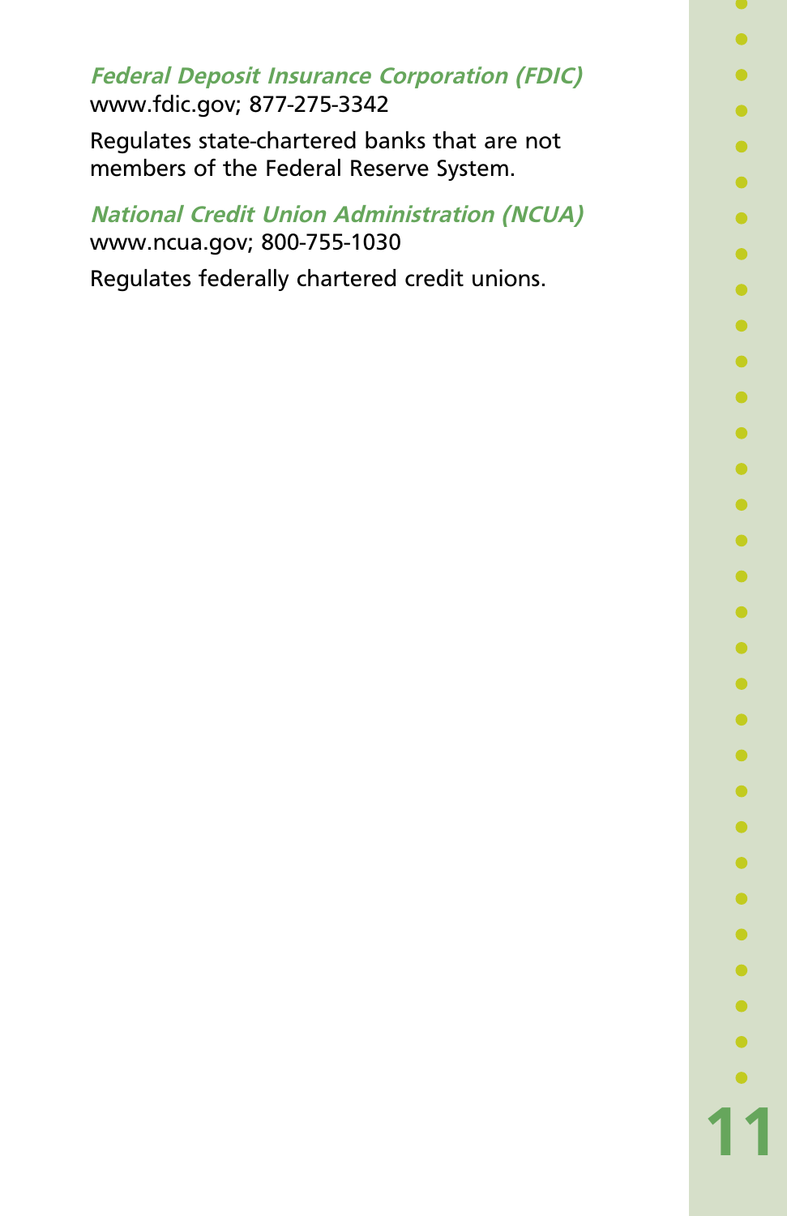***Federal Deposit Insurance Corporation (FDIC)***
www.fdic.gov; 877-275-3342

Regulates state-chartered banks that are not members of the Federal Reserve System.

***National Credit Union Administration (NCUA)***
www.ncua.gov; 800-755-1030

Regulates federally chartered credit unions.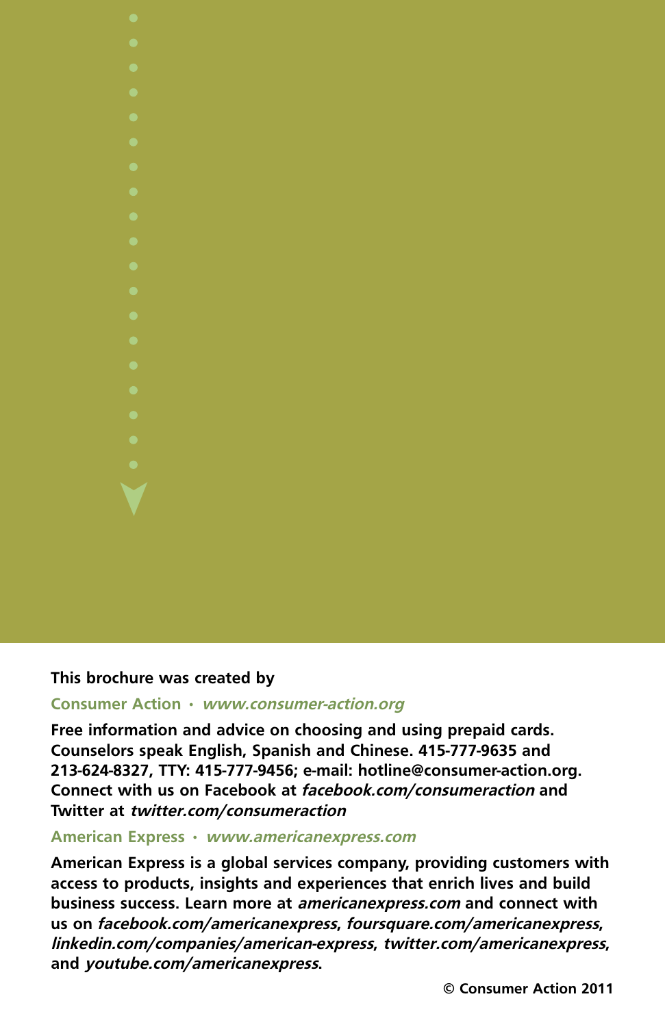**This brochure was created by**

**Consumer Action** • *www.consumer-action.org*

**Free information and advice on choosing and using prepaid cards. Counselors speak English, Spanish and Chinese. 415-777-9635 and 213-624-8327, TTY: 415-777-9456; e-mail: hotline@consumer-action.org. Connect with us on Facebook at *facebook.com/consumeraction* and Twitter at *twitter.com/consumeraction***

**American Express** • *www.americanexpress.com*

**American Express is a global services company, providing customers with access to products, insights and experiences that enrich lives and build business success. Learn more at *americanexpress.com* and connect with us on *facebook.com/americanexpress*, *foursquare.com/americanexpress*, *linkedin.com/companies/american-express*, *twitter.com/americanexpress*, and *youtube.com/americanexpress*.**

**© Consumer Action 2011**